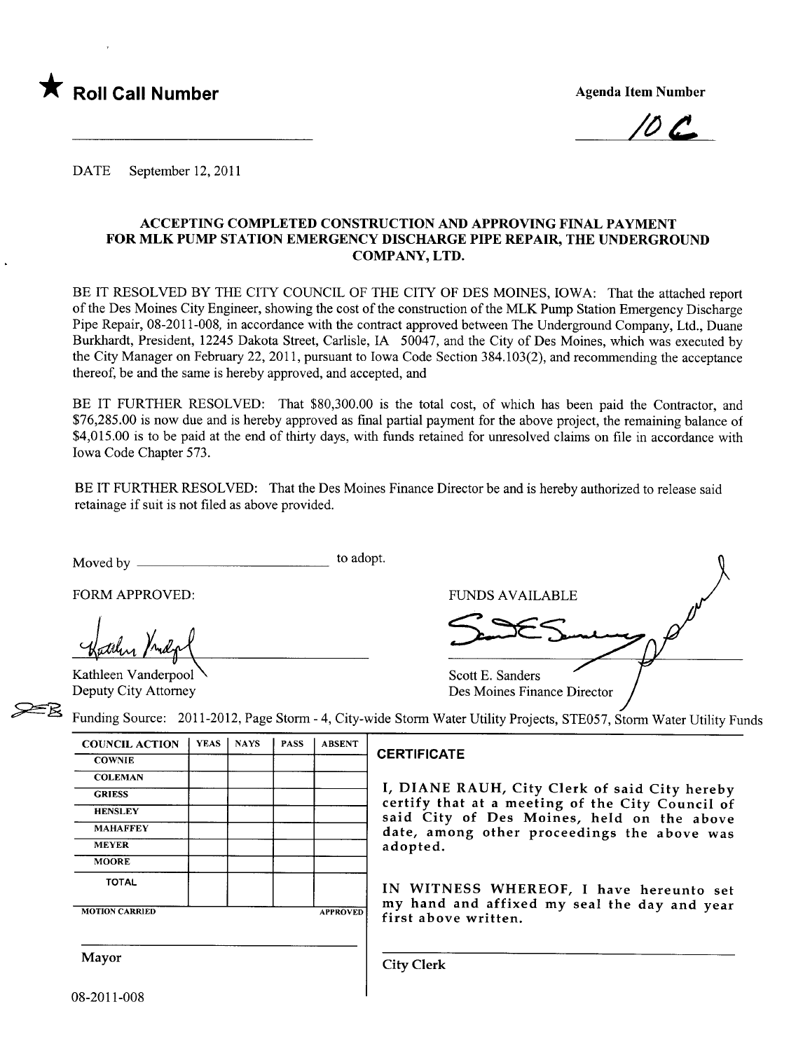★ **Roll Call Number**

**Agenda Item Number**

10 C

DATE September 12, 2011

## ACCEPTING COMPLETED CONSTRUCTION AND APPROVING FINAL PAYMENT FOR MLK PUMP STATION EMERGENCY DISCHARGE PIPE REPAIR, THE UNDERGROUND COMPANY, LTD.

BE IT RESOLVED BY THE CITY COUNCIL OF THE CITY OF DES MOINES, IOWA: That the attached report of the Des Moines City Engineer, showing the cost of the construction of the MLK Pump Station Emergency Discharge Pipe Repair, 08-2011-008, in accordance with the contract approved between The Underground Company, Ltd., Duane Burkhardt, President, 12245 Dakota Street, Carlisle, IA 50047, and the City of Des Moines, which was executed by the City Manager on February 22, 2011, pursuant to Iowa Code Section 384.103(2), and recommending the acceptance thereof, be and the same is hereby approved, and accepted, and

BE IT FURTHER RESOLVED: That $80,300.00 is the total cost, of which has been paid the Contractor, and $76,285.00 is now due and is hereby approved as final partial payment for the above project, the remaining balance of $4,015.00 is to be paid at the end of thirty days, with funds retained for unresolved claims on file in accordance with Iowa Code Chapter 573.

BE IT FURTHER RESOLVED: That the Des Moines Finance Director be and is hereby authorized to release said retainage if suit is not filed as above provided.

Moved by ______________________ to adopt.

FORM APPROVED:

Kathleen Vanderpool
Deputy City Attorney

FUNDS AVAILABLE

Scott E. Sanders
Des Moines Finance Director

Funding Source: 2011-2012, Page Storm - 4, City-wide Storm Water Utility Projects, STE057, Storm Water Utility Funds

| COUNCIL ACTION | YEAS | NAYS | PASS | ABSENT |
|---|---|---|---|---|
| COWNIE | | | | |
| COLEMAN | | | | |
| GRIESS | | | | |
| HENSLEY | | | | |
| MAHAFFEY | | | | |
| MEYER | | | | |
| MOORE | | | | |
| TOTAL | | | | |
| MOTION CARRIED | | | | APPROVED |

Mayor

**CERTIFICATE**

I, DIANE RAUH, City Clerk of said City hereby certify that at a meeting of the City Council of said City of Des Moines, held on the above date, among other proceedings the above was adopted.

IN WITNESS WHEREOF, I have hereunto set my hand and affixed my seal the day and year first above written.

City Clerk

08-2011-008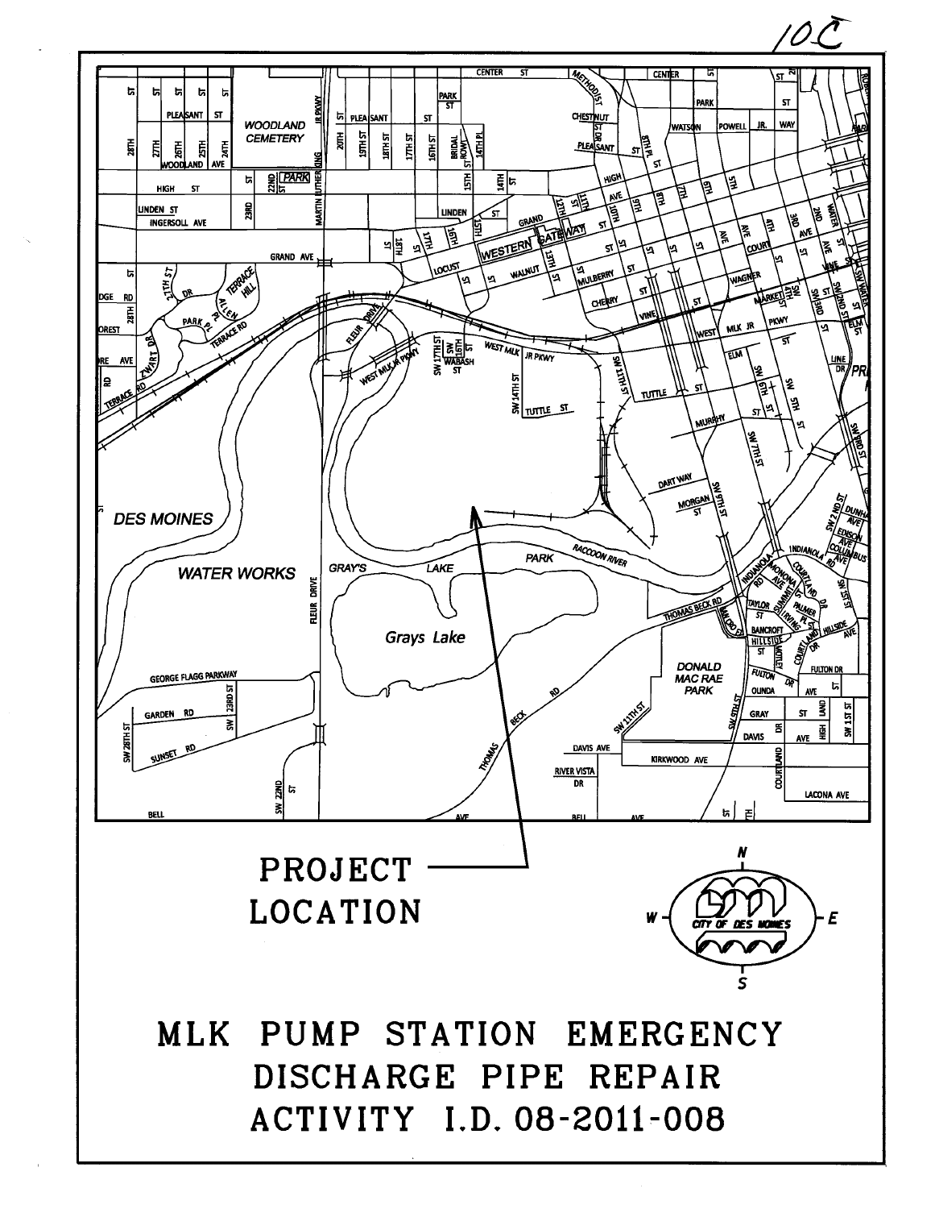10C

PROJECT LOCATION

# MLK PUMP STATION EMERGENCY DISCHARGE PIPE REPAIR ACTIVITY I.D. 08-2011-008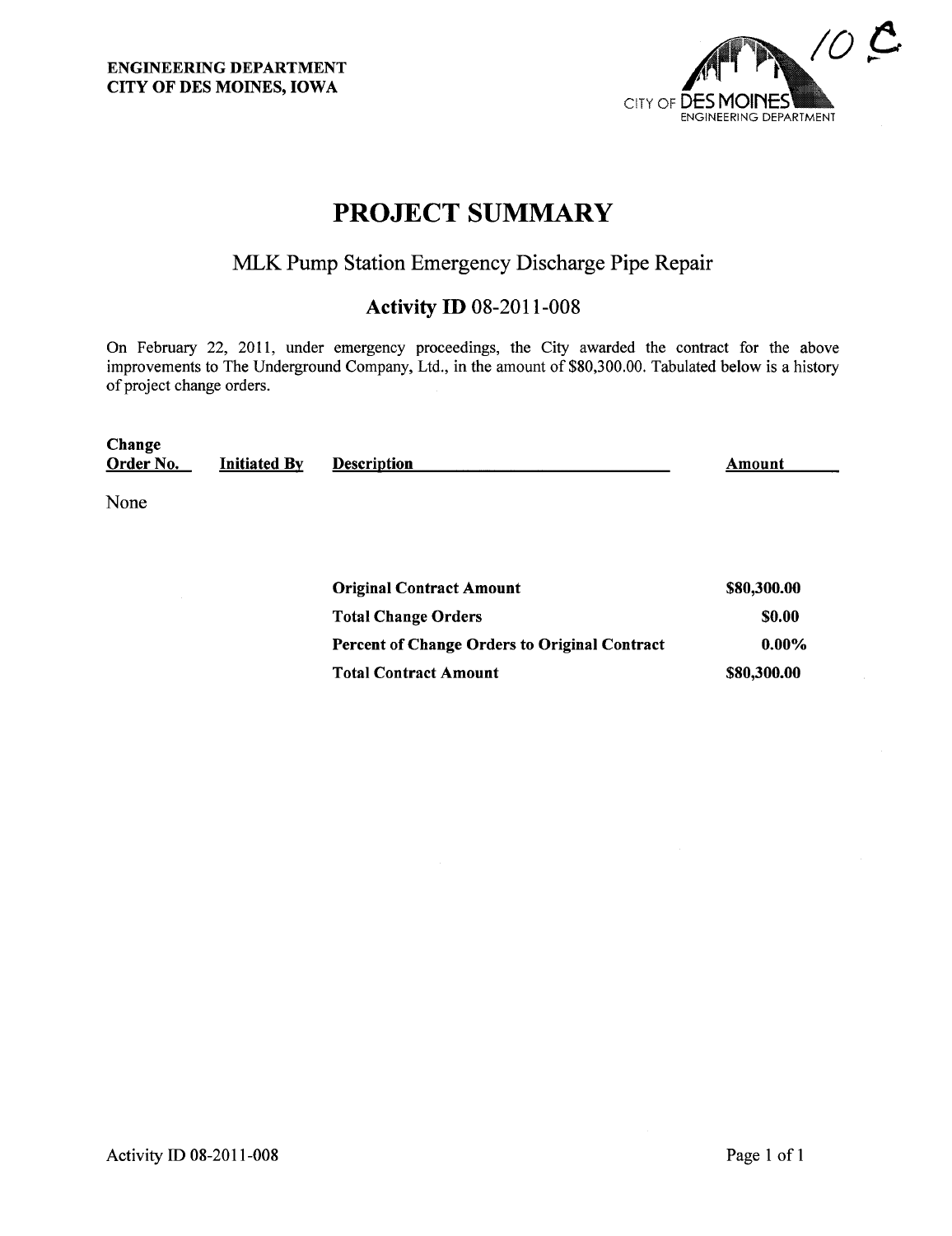ENGINEERING DEPARTMENT
CITY OF DES MOINES, IOWA

10 C

# PROJECT SUMMARY

## MLK Pump Station Emergency Discharge Pipe Repair

### Activity ID 08-2011-008

On February 22, 2011, under emergency proceedings, the City awarded the contract for the above improvements to The Underground Company, Ltd., in the amount of $80,300.00. Tabulated below is a history of project change orders.

| Change Order No. | Initiated By | Description | Amount |
|---|---|---|---|
| None | | | |

| | |
|---|---|
| **Original Contract Amount** | **$80,300.00** |
| **Total Change Orders** | **$0.00** |
| **Percent of Change Orders to Original Contract** | **0.00%** |
| **Total Contract Amount** | **$80,300.00** |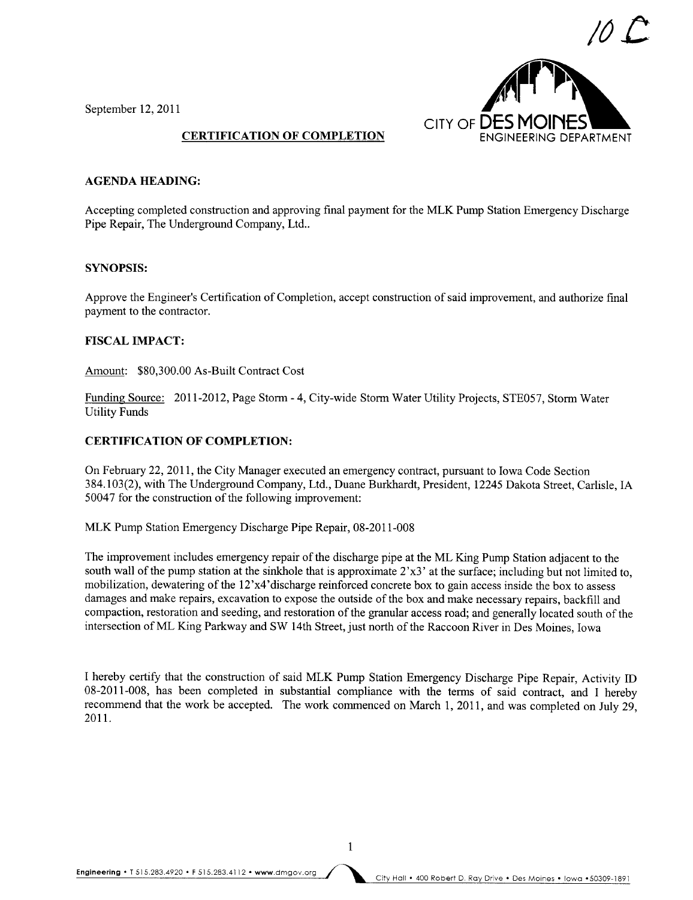10 C

September 12, 2011

CITY OF DES MOINES
ENGINEERING DEPARTMENT

## CERTIFICATION OF COMPLETION

### AGENDA HEADING:

Accepting completed construction and approving final payment for the MLK Pump Station Emergency Discharge Pipe Repair, The Underground Company, Ltd..

### SYNOPSIS:

Approve the Engineer's Certification of Completion, accept construction of said improvement, and authorize final payment to the contractor.

### FISCAL IMPACT:

Amount: $80,300.00 As-Built Contract Cost

Funding Source: 2011-2012, Page Storm - 4, City-wide Storm Water Utility Projects, STE057, Storm Water Utility Funds

### CERTIFICATION OF COMPLETION:

On February 22, 2011, the City Manager executed an emergency contract, pursuant to Iowa Code Section 384.103(2), with The Underground Company, Ltd., Duane Burkhardt, President, 12245 Dakota Street, Carlisle, IA 50047 for the construction of the following improvement:

MLK Pump Station Emergency Discharge Pipe Repair, 08-2011-008

The improvement includes emergency repair of the discharge pipe at the ML King Pump Station adjacent to the south wall of the pump station at the sinkhole that is approximate 2'x3' at the surface; including but not limited to, mobilization, dewatering of the 12'x4'discharge reinforced concrete box to gain access inside the box to assess damages and make repairs, excavation to expose the outside of the box and make necessary repairs, backfill and compaction, restoration and seeding, and restoration of the granular access road; and generally located south of the intersection of ML King Parkway and SW 14th Street, just north of the Raccoon River in Des Moines, Iowa

I hereby certify that the construction of said MLK Pump Station Emergency Discharge Pipe Repair, Activity ID 08-2011-008, has been completed in substantial compliance with the terms of said contract, and I hereby recommend that the work be accepted. The work commenced on March 1, 2011, and was completed on July 29, 2011.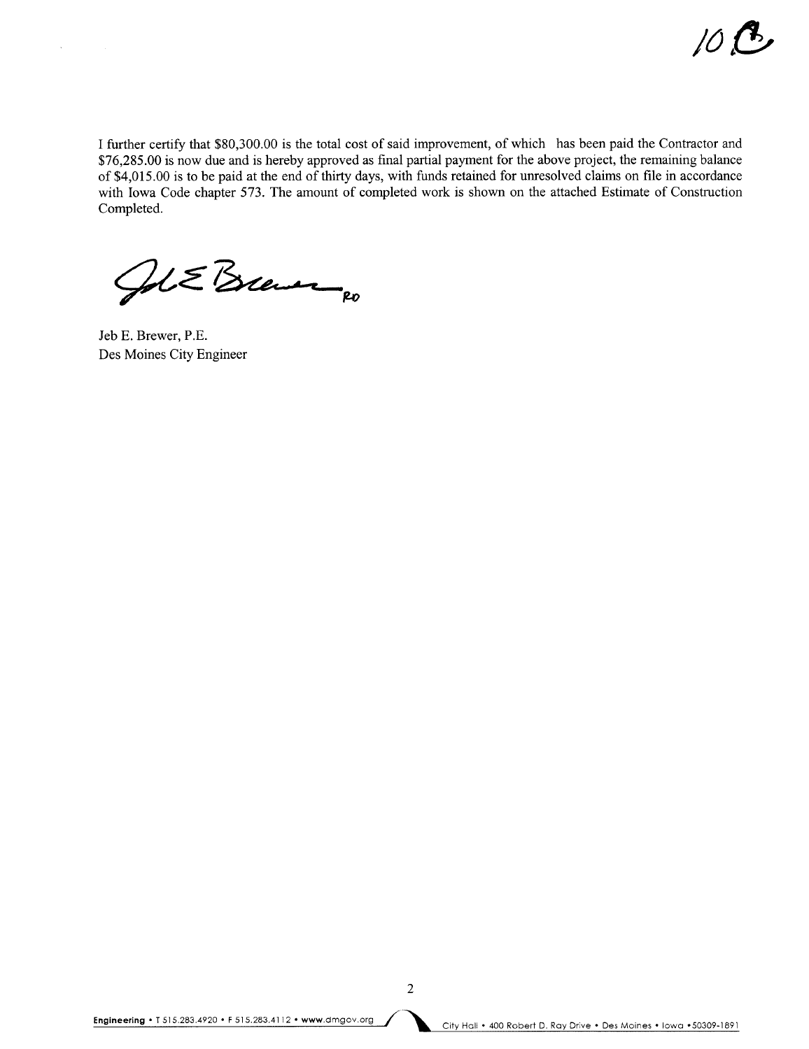10 C

I further certify that $80,300.00 is the total cost of said improvement, of which has been paid the Contractor and $76,285.00 is now due and is hereby approved as final partial payment for the above project, the remaining balance of $4,015.00 is to be paid at the end of thirty days, with funds retained for unresolved claims on file in accordance with Iowa Code chapter 573. The amount of completed work is shown on the attached Estimate of Construction Completed.

Jeb E. Brewer, P.E.
Des Moines City Engineer

**Engineering** • T 515.283.4920 • F 515.283.4112 • www.dmgov.org  City Hall • 400 Robert D. Ray Drive • Des Moines • Iowa • 50309-1891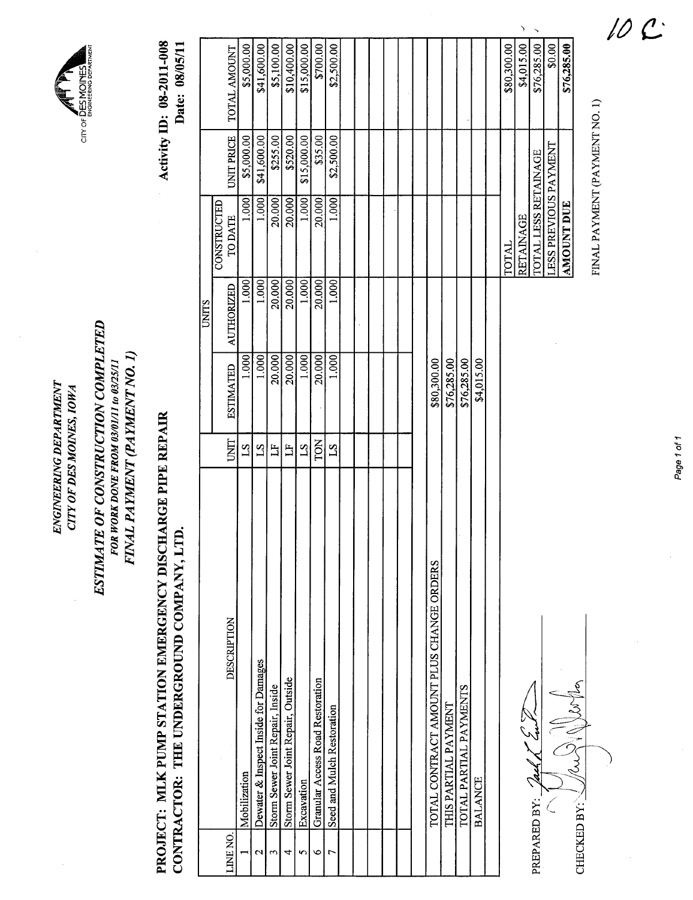10 C:

CITY OF DES MOINES ENGINEERING DEPARTMENT

*ENGINEERING DEPARTMENT*
*CITY OF DES MOINES, IOWA*

# *ESTIMATE OF CONSTRUCTION COMPLETED*

*FOR WORK DONE FROM 03/01/11 to 03/25/11*

*FINAL PAYMENT (PAYMENT NO. 1)*

**PROJECT: MLK PUMP STATION EMERGENCY DISCHARGE PIPE REPAIR**
**CONTRACTOR: THE UNDERGROUND COMPANY, LTD.**

**Activity ID: 08-2011-008**
**Date: 08/05/11**

| LINE NO. | DESCRIPTION | UNIT | UNITS | | | UNIT PRICE | TOTAL AMOUNT |
|---|---|---|---|---|---|---|---|
| | | | ESTIMATED | AUTHORIZED | CONSTRUCTED TO DATE | | |
| 1 | Mobilization | LS | 1.000 | 1.000 | 1.000 | $5,000.00 | $5,000.00 |
| 2 | Dewater & Inspect Inside for Damages | LS | 1.000 | 1.000 | 1.000 | $41,600.00 | $41,600.00 |
| 3 | Storm Sewer Joint Repair, Inside | LF | 20.000 | 20.000 | 20.000 | $255.00 | $5,100.00 |
| 4 | Storm Sewer Joint Repair, Outside | LF | 20.000 | 20.000 | 20.000 | $520.00 | $10,400.00 |
| 5 | Excavation | LS | 1.000 | 1.000 | 1.000 | $15,000.00 | $15,000.00 |
| 6 | Granular Access Road Restoration | TON | 20.000 | 20.000 | 20.000 | $35.00 | $700.00 |
| 7 | Seed and Mulch Restoration | LS | 1.000 | 1.000 | 1.000 | $2,500.00 | $2,500.00 |

| | |
|---|---|
| TOTAL CONTRACT AMOUNT PLUS CHANGE ORDERS | $80,300.00 |
| THIS PARTIAL PAYMENT | $76,285.00 |
| TOTAL PARTIAL PAYMENTS | $76,285.00 |
| BALANCE | $4,015.00 |

| | |
|---|---|
| TOTAL | $80,300.00 |
| RETAINAGE | $4,015.00 |
| TOTAL LESS RETAINAGE | $76,285.00 |
| LESS PREVIOUS PAYMENT | $0.00 |
| **AMOUNT DUE** | **$76,285.00** |

FINAL PAYMENT (PAYMENT NO. 1)

PREPARED BY: [signature]

CHECKED BY: [signature]